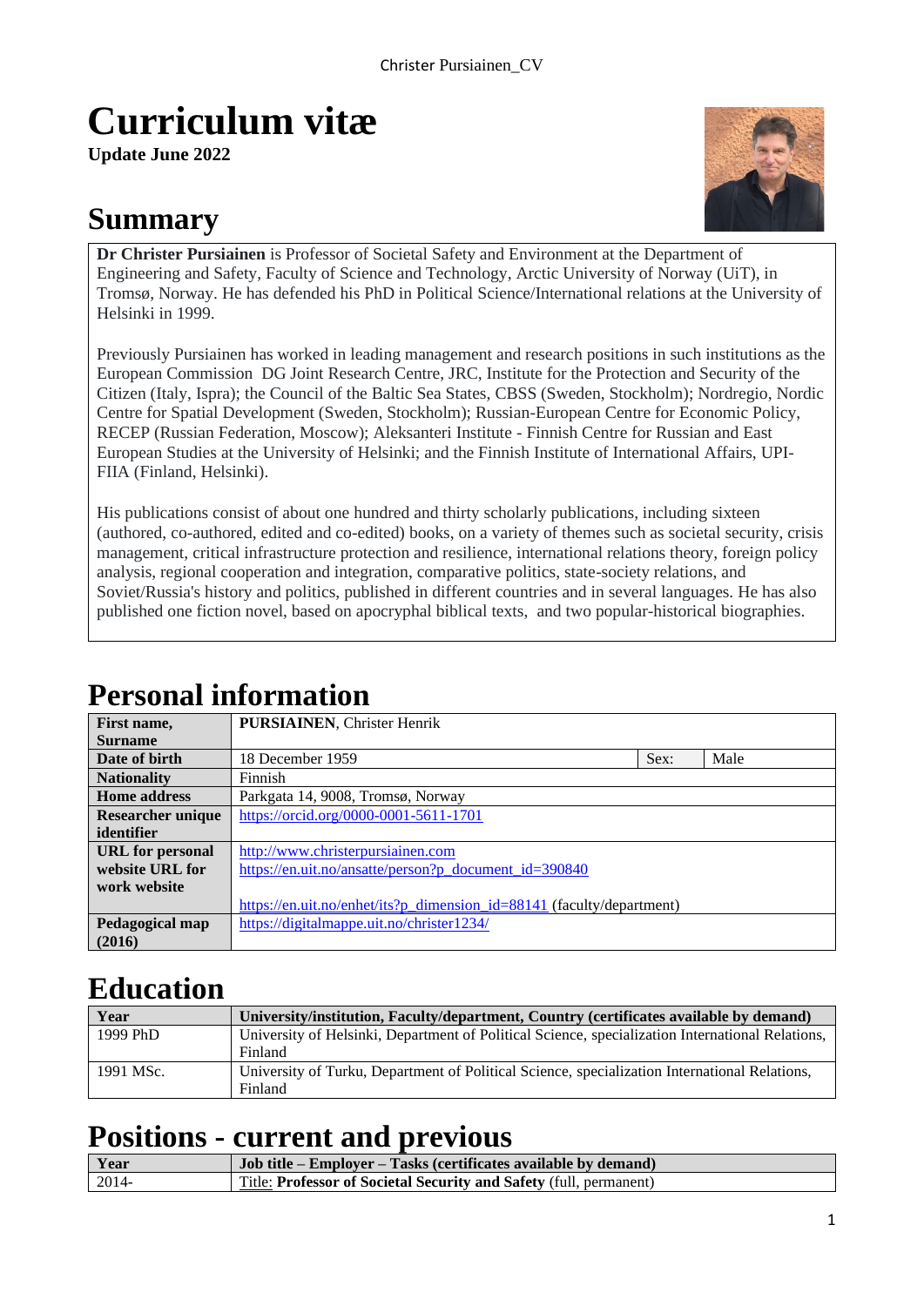# Curriculum vitæ

**Update June 2022**

# Summary

**Dr Christer Pursiainen** is Professor of Societal Safety and Environment at the Department of Engineering and Safety, Faculty of Science and Technology, Arctic University of Norway (UiT), in Tromsø, Norway. He has defended his PhD in Political Science/International relations at the University of Helsinki in 1999.

Previously Pursiainen has worked in leading management and research positions in such institutions as the European Commission DG Joint Research Centre, JRC, Institute for the Protection and Security of the Citizen (Italy, Ispra); the Council of the Baltic Sea States, CBSS (Sweden, Stockholm); Nordregio, Nordic Centre for Spatial Development (Sweden, Stockholm); Russian-European Centre for Economic Policy, RECEP (Russian Federation, Moscow); Aleksanteri Institute - Finnish Centre for Russian and East European Studies at the University of Helsinki; and the Finnish Institute of International Affairs, UPI-FIIA (Finland, Helsinki).

His publications consist of about one hundred and thirty scholarly publications, including sixteen (authored, co-authored, edited and co-edited) books, on a variety of themes such as societal security, crisis management, critical infrastructure protection and resilience, international relations theory, foreign policy analysis, regional cooperation and integration, comparative politics, state-society relations, and Soviet/Russia's history and politics, published in different countries and in several languages. He has also published one fiction novel, based on apocryphal biblical texts, and two popular-historical biographies.

# Personal information

| **First name, Surname** | **PURSIAINEN**, Christer Henrik | | |
|---|---|---|---|
| **Date of birth** | 18 December 1959 | Sex: | Male |
| **Nationality** | Finnish | | |
| **Home address** | Parkgata 14, 9008, Tromsø, Norway | | |
| **Researcher unique identifier** | https://orcid.org/0000-0001-5611-1701 | | |
| **URL for personal website URL for work website** | http://www.christerpursiainen.com<br>https://en.uit.no/ansatte/person?p_document_id=390840<br><br>https://en.uit.no/enhet/its?p_dimension_id=88141 (faculty/department) | | |
| **Pedagogical map (2016)** | https://digitalmappe.uit.no/christer1234/ | | |

# Education

| Year | University/institution, Faculty/department, Country (certificates available by demand) |
|---|---|
| 1999 PhD | University of Helsinki, Department of Political Science, specialization International Relations, Finland |
| 1991 MSc. | University of Turku, Department of Political Science, specialization International Relations, Finland |

# Positions - current and previous

| Year | Job title – Employer – Tasks (certificates available by demand) |
|---|---|
| 2014- | Title: **Professor of Societal Security and Safety** (full, permanent) |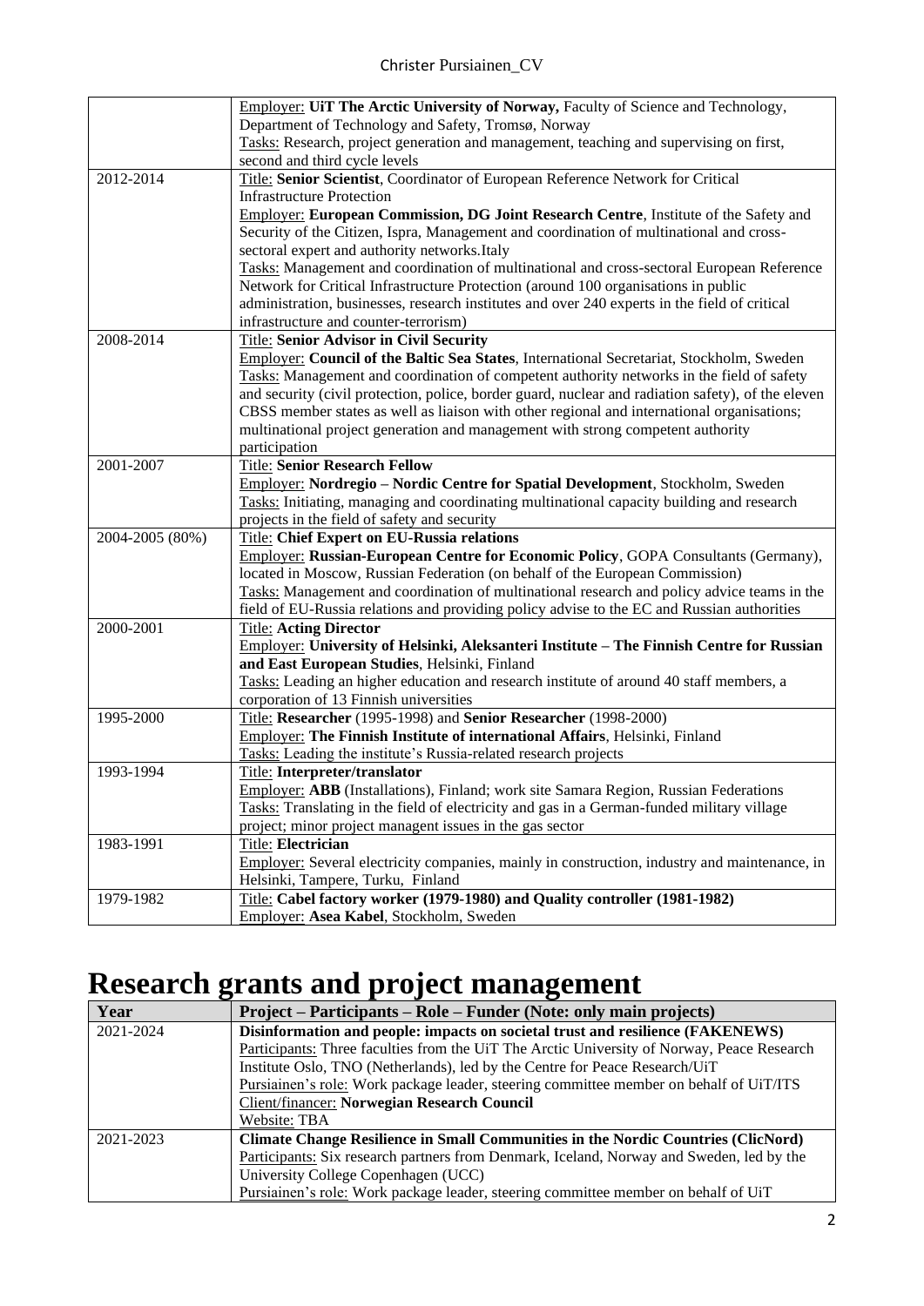| | |
|---|---|
| | Employer: **UiT The Arctic University of Norway,** Faculty of Science and Technology, Department of Technology and Safety, Tromsø, Norway<br>Tasks: Research, project generation and management, teaching and supervising on first, second and third cycle levels |
| 2012-2014 | Title: **Senior Scientist**, Coordinator of European Reference Network for Critical Infrastructure Protection<br>Employer: **European Commission, DG Joint Research Centre**, Institute of the Safety and Security of the Citizen, Ispra, Management and coordination of multinational and cross-sectoral expert and authority networks.Italy<br>Tasks: Management and coordination of multinational and cross-sectoral European Reference Network for Critical Infrastructure Protection (around 100 organisations in public administration, businesses, research institutes and over 240 experts in the field of critical infrastructure and counter-terrorism) |
| 2008-2014 | Title: **Senior Advisor in Civil Security**<br>Employer: **Council of the Baltic Sea States**, International Secretariat, Stockholm, Sweden<br>Tasks: Management and coordination of competent authority networks in the field of safety and security (civil protection, police, border guard, nuclear and radiation safety), of the eleven CBSS member states as well as liaison with other regional and international organisations; multinational project generation and management with strong competent authority participation |
| 2001-2007 | Title: **Senior Research Fellow**<br>Employer: **Nordregio – Nordic Centre for Spatial Development**, Stockholm, Sweden<br>Tasks: Initiating, managing and coordinating multinational capacity building and research projects in the field of safety and security |
| 2004-2005 (80%) | Title: **Chief Expert on EU-Russia relations**<br>Employer: **Russian-European Centre for Economic Policy**, GOPA Consultants (Germany), located in Moscow, Russian Federation (on behalf of the European Commission)<br>Tasks: Management and coordination of multinational research and policy advice teams in the field of EU-Russia relations and providing policy advise to the EC and Russian authorities |
| 2000-2001 | Title: **Acting Director**<br>Employer: **University of Helsinki, Aleksanteri Institute – The Finnish Centre for Russian and East European Studies**, Helsinki, Finland<br>Tasks: Leading an higher education and research institute of around 40 staff members, a corporation of 13 Finnish universities |
| 1995-2000 | Title: **Researcher** (1995-1998) and **Senior Researcher** (1998-2000)<br>Employer: **The Finnish Institute of international Affairs**, Helsinki, Finland<br>Tasks: Leading the institute's Russia-related research projects |
| 1993-1994 | Title: **Interpreter/translator**<br>Employer: **ABB** (Installations), Finland; work site Samara Region, Russian Federations<br>Tasks: Translating in the field of electricity and gas in a German-funded military village project; minor project managent issues in the gas sector |
| 1983-1991 | Title: **Electrician**<br>Employer: Several electricity companies, mainly in construction, industry and maintenance, in Helsinki, Tampere, Turku, Finland |
| 1979-1982 | Title: **Cabel factory worker (1979-1980) and Quality controller (1981-1982)**<br>Employer: **Asea Kabel**, Stockholm, Sweden |

# Research grants and project management

| Year | Project – Participants – Role – Funder (Note: only main projects) |
|---|---|
| 2021-2024 | **Disinformation and people: impacts on societal trust and resilience (FAKENEWS)**<br>Participants: Three faculties from the UiT The Arctic University of Norway, Peace Research Institute Oslo, TNO (Netherlands), led by the Centre for Peace Research/UiT<br>Pursiainen's role: Work package leader, steering committee member on behalf of UiT/ITS<br>Client/financer: **Norwegian Research Council**<br>Website: TBA |
| 2021-2023 | **Climate Change Resilience in Small Communities in the Nordic Countries (ClicNord)**<br>Participants: Six research partners from Denmark, Iceland, Norway and Sweden, led by the University College Copenhagen (UCC)<br>Pursiainen's role: Work package leader, steering committee member on behalf of UiT |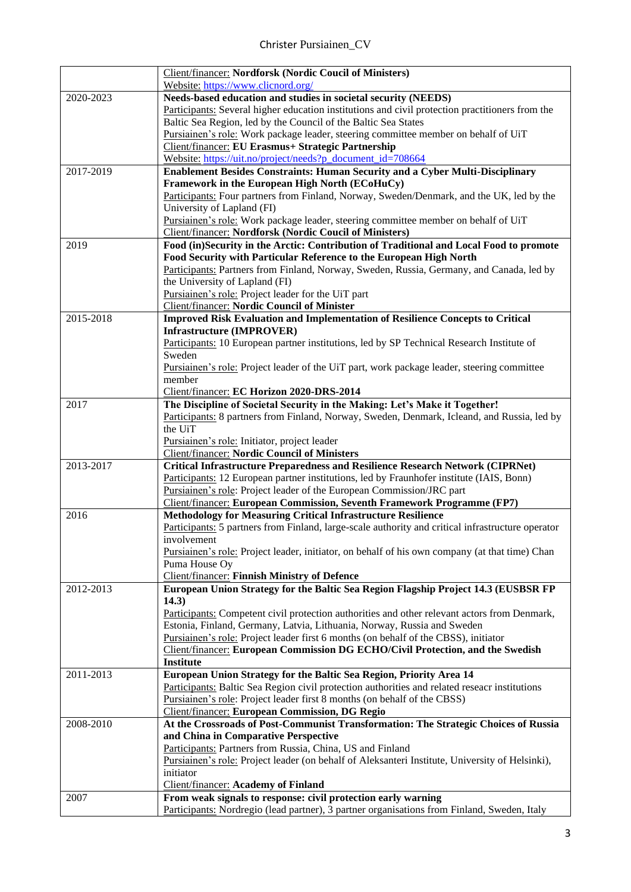| | |
|---|---|
| | Client/financer: **Nordforsk (Nordic Coucil of Ministers)**<br>Website: https://www.clicnord.org/ |
| 2020-2023 | **Needs-based education and studies in societal security (NEEDS)**<br>Participants: Several higher education institutions and civil protection practitioners from the Baltic Sea Region, led by the Council of the Baltic Sea States<br>Pursiainen's role: Work package leader, steering committee member on behalf of UiT<br>Client/financer: **EU Erasmus+ Strategic Partnership**<br>Website: https://uit.no/project/needs?p_document_id=708664 |
| 2017-2019 | **Enablement Besides Constraints: Human Security and a Cyber Multi-Disciplinary Framework in the European High North (ECoHuCy)**<br>Participants: Four partners from Finland, Norway, Sweden/Denmark, and the UK, led by the University of Lapland (FI)<br>Pursiainen's role: Work package leader, steering committee member on behalf of UiT<br>Client/financer: **Nordforsk (Nordic Coucil of Ministers)** |
| 2019 | **Food (in)Security in the Arctic: Contribution of Traditional and Local Food to promote Food Security with Particular Reference to the European High North**<br>Participants: Partners from Finland, Norway, Sweden, Russia, Germany, and Canada, led by the University of Lapland (FI)<br>Pursiainen's role: Project leader for the UiT part<br>Client/financer: **Nordic Council of Minister** |
| 2015-2018 | **Improved Risk Evaluation and Implementation of Resilience Concepts to Critical Infrastructure (IMPROVER)**<br>Participants: 10 European partner institutions, led by SP Technical Research Institute of Sweden<br>Pursiainen's role: Project leader of the UiT part, work package leader, steering committee member<br>Client/financer: **EC Horizon 2020-DRS-2014** |
| 2017 | **The Discipline of Societal Security in the Making: Let's Make it Together!**<br>Participants: 8 partners from Finland, Norway, Sweden, Denmark, Icleand, and Russia, led by the UiT<br>Pursiainen's role: Initiator, project leader<br>Client/financer: **Nordic Council of Ministers** |
| 2013-2017 | **Critical Infrastructure Preparedness and Resilience Research Network (CIPRNet)**<br>Participants: 12 European partner institutions, led by Fraunhofer institute (IAIS, Bonn)<br>Pursiainen's role: Project leader of the European Commission/JRC part<br>Client/financer: **European Commission, Seventh Framework Programme (FP7)** |
| 2016 | **Methodology for Measuring Critical Infrastructure Resilience**<br>Participants: 5 partners from Finland, large-scale authority and critical infrastructure operator involvement<br>Pursiainen's role: Project leader, initiator, on behalf of his own company (at that time) Chan Puma House Oy<br>Client/financer: **Finnish Ministry of Defence** |
| 2012-2013 | **European Union Strategy for the Baltic Sea Region Flagship Project 14.3 (EUSBSR FP 14.3)**<br>Participants: Competent civil protection authorities and other relevant actors from Denmark, Estonia, Finland, Germany, Latvia, Lithuania, Norway, Russia and Sweden<br>Pursiainen's role: Project leader first 6 months (on behalf of the CBSS), initiator<br>Client/financer: **European Commission DG ECHO/Civil Protection, and the Swedish Institute** |
| 2011-2013 | **European Union Strategy for the Baltic Sea Region, Priority Area 14**<br>Participants: Baltic Sea Region civil protection authorities and related reseacr institutions<br>Pursiainen's role: Project leader first 8 months (on behalf of the CBSS)<br>Client/financer: **European Commission, DG Regio** |
| 2008-2010 | **At the Crossroads of Post-Communist Transformation: The Strategic Choices of Russia and China in Comparative Perspective**<br>Participants: Partners from Russia, China, US and Finland<br>Pursiainen's role: Project leader (on behalf of Aleksanteri Institute, University of Helsinki), initiator<br>Client/financer: **Academy of Finland** |
| 2007 | **From weak signals to response: civil protection early warning**<br>Participants: Nordregio (lead partner), 3 partner organisations from Finland, Sweden, Italy |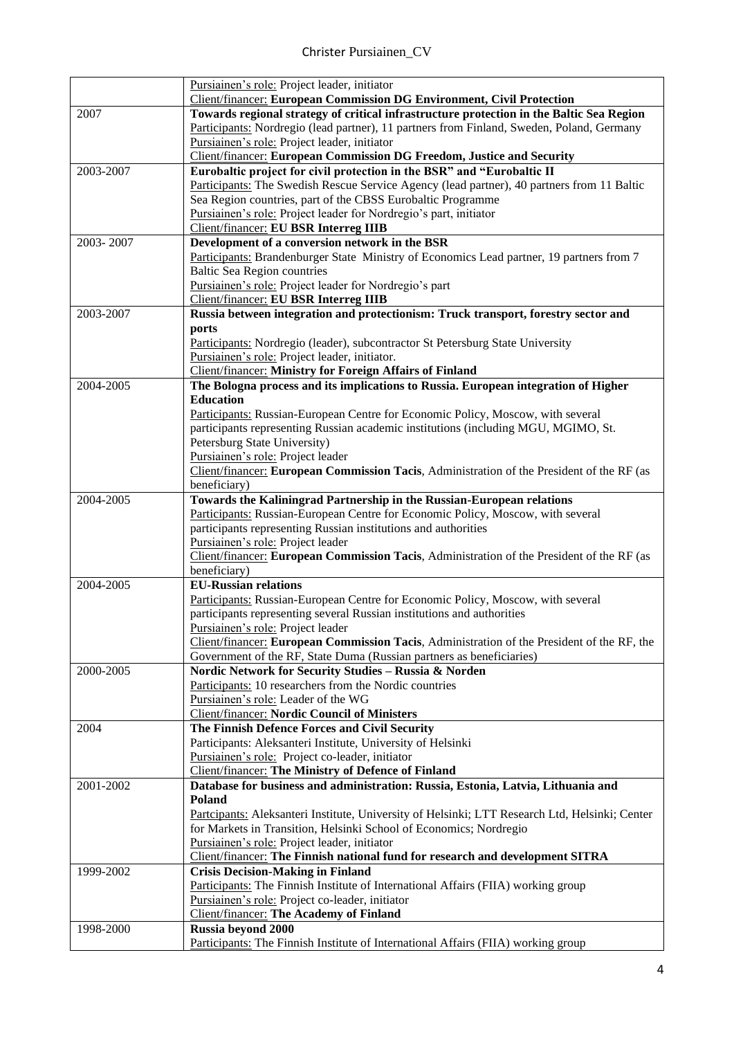| | |
|---|---|
| | Pursiainen's role: Project leader, initiator<br>Client/financer: **European Commission DG Environment, Civil Protection** |
| 2007 | **Towards regional strategy of critical infrastructure protection in the Baltic Sea Region**<br>Participants: Nordregio (lead partner), 11 partners from Finland, Sweden, Poland, Germany<br>Pursiainen's role: Project leader, initiator<br>Client/financer: **European Commission DG Freedom, Justice and Security** |
| 2003-2007 | **Eurobaltic project for civil protection in the BSR" and "Eurobaltic II**<br>Participants: The Swedish Rescue Service Agency (lead partner), 40 partners from 11 Baltic Sea Region countries, part of the CBSS Eurobaltic Programme<br>Pursiainen's role: Project leader for Nordregio's part, initiator<br>Client/financer: **EU BSR Interreg IIIB** |
| 2003- 2007 | **Development of a conversion network in the BSR**<br>Participants: Brandenburger State Ministry of Economics Lead partner, 19 partners from 7 Baltic Sea Region countries<br>Pursiainen's role: Project leader for Nordregio's part<br>Client/financer: **EU BSR Interreg IIIB** |
| 2003-2007 | **Russia between integration and protectionism: Truck transport, forestry sector and ports**<br>Participants: Nordregio (leader), subcontractor St Petersburg State University<br>Pursiainen's role: Project leader, initiator.<br>Client/financer: **Ministry for Foreign Affairs of Finland** |
| 2004-2005 | **The Bologna process and its implications to Russia. European integration of Higher Education**<br>Participants: Russian-European Centre for Economic Policy, Moscow, with several participants representing Russian academic institutions (including MGU, MGIMO, St. Petersburg State University)<br>Pursiainen's role: Project leader<br>Client/financer: **European Commission Tacis**, Administration of the President of the RF (as beneficiary) |
| 2004-2005 | **Towards the Kaliningrad Partnership in the Russian-European relations**<br>Participants: Russian-European Centre for Economic Policy, Moscow, with several participants representing Russian institutions and authorities<br>Pursiainen's role: Project leader<br>Client/financer: **European Commission Tacis**, Administration of the President of the RF (as beneficiary) |
| 2004-2005 | **EU-Russian relations**<br>Participants: Russian-European Centre for Economic Policy, Moscow, with several participants representing several Russian institutions and authorities<br>Pursiainen's role: Project leader<br>Client/financer: **European Commission Tacis**, Administration of the President of the RF, the Government of the RF, State Duma (Russian partners as beneficiaries) |
| 2000-2005 | **Nordic Network for Security Studies – Russia & Norden**<br>Participants: 10 researchers from the Nordic countries<br>Pursiainen's role: Leader of the WG<br>Client/financer: **Nordic Council of Ministers** |
| 2004 | **The Finnish Defence Forces and Civil Security**<br>Participants: Aleksanteri Institute, University of Helsinki<br>Pursiainen's role: Project co-leader, initiator<br>Client/financer: **The Ministry of Defence of Finland** |
| 2001-2002 | **Database for business and administration: Russia, Estonia, Latvia, Lithuania and Poland**<br>Partcipants: Aleksanteri Institute, University of Helsinki; LTT Research Ltd, Helsinki; Center for Markets in Transition, Helsinki School of Economics; Nordregio<br>Pursiainen's role: Project leader, initiator<br>Client/financer: **The Finnish national fund for research and development SITRA** |
| 1999-2002 | **Crisis Decision-Making in Finland**<br>Participants: The Finnish Institute of International Affairs (FIIA) working group<br>Pursiainen's role: Project co-leader, initiator<br>Client/financer: **The Academy of Finland** |
| 1998-2000 | **Russia beyond 2000**<br>Participants: The Finnish Institute of International Affairs (FIIA) working group |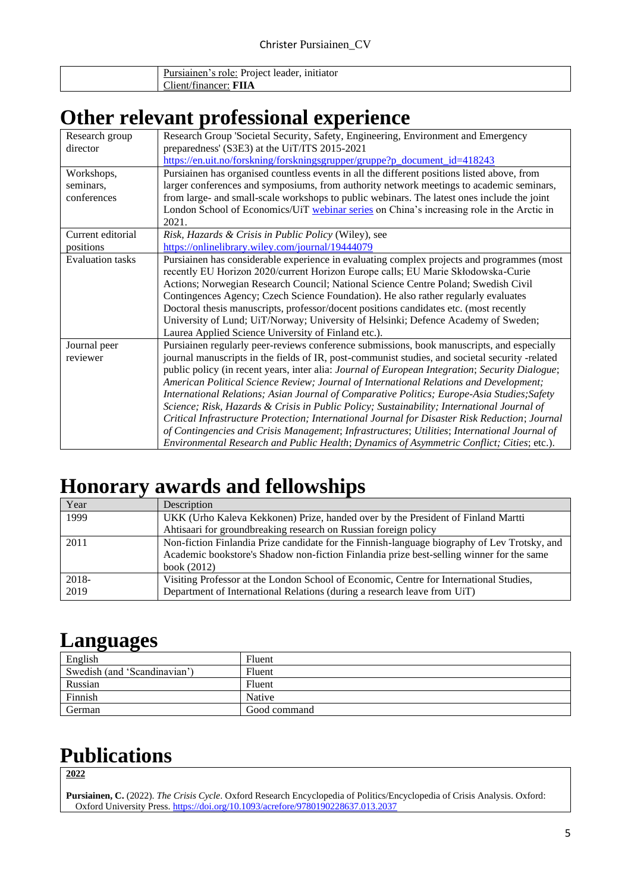| | Pursiainen's role: Project leader, initiator<br>Client/financer: **FIIA** |
|---|---|

# Other relevant professional experience

| | |
|---|---|
| Research group director | Research Group 'Societal Security, Safety, Engineering, Environment and Emergency preparedness' (S3E3) at the UiT/ITS 2015-2021<br>https://en.uit.no/forskning/forskningsgrupper/gruppe?p_document_id=418243 |
| Workshops, seminars, conferences | Pursiainen has organised countless events in all the different positions listed above, from larger conferences and symposiums, from authority network meetings to academic seminars, from large- and small-scale workshops to public webinars. The latest ones include the joint London School of Economics/UiT webinar series on China's increasing role in the Arctic in 2021. |
| Current editorial positions | *Risk, Hazards & Crisis in Public Policy* (Wiley), see https://onlinelibrary.wiley.com/journal/19444079 |
| Evaluation tasks | Pursiainen has considerable experience in evaluating complex projects and programmes (most recently EU Horizon 2020/current Horizon Europe calls; EU Marie Skłodowska-Curie Actions; Norwegian Research Council; National Science Centre Poland; Swedish Civil Contingences Agency; Czech Science Foundation). He also rather regularly evaluates Doctoral thesis manuscripts, professor/docent positions candidates etc. (most recently University of Lund; UiT/Norway; University of Helsinki; Defence Academy of Sweden; Laurea Applied Science University of Finland etc.). |
| Journal peer reviewer | Pursiainen regularly peer-reviews conference submissions, book manuscripts, and especially journal manuscripts in the fields of IR, post-communist studies, and societal security -related public policy (in recent years, inter alia: *Journal of European Integration*; *Security Dialogue*; *American Political Science Review; Journal of International Relations and Development; International Relations; Asian Journal of Comparative Politics; Europe-Asia Studies;Safety Science; Risk, Hazards & Crisis in Public Policy; Sustainability; International Journal of Critical Infrastructure Protection; International Journal for Disaster Risk Reduction*; *Journal of Contingencies and Crisis Management*; *Infrastructures*; *Utilities*; *International Journal of Environmental Research and Public Health*; *Dynamics of Asymmetric Conflict; Cities*; etc.). |

# Honorary awards and fellowships

| Year | Description |
|---|---|
| 1999 | UKK (Urho Kaleva Kekkonen) Prize, handed over by the President of Finland Martti Ahtisaari for groundbreaking research on Russian foreign policy |
| 2011 | Non-fiction Finlandia Prize candidate for the Finnish-language biography of Lev Trotsky, and Academic bookstore's Shadow non-fiction Finlandia prize best-selling winner for the same book (2012) |
| 2018-2019 | Visiting Professor at the London School of Economic, Centre for International Studies, Department of International Relations (during a research leave from UiT) |

# Languages

| | |
|---|---|
| English | Fluent |
| Swedish (and 'Scandinavian') | Fluent |
| Russian | Fluent |
| Finnish | Native |
| German | Good command |

# Publications

**2022**

**Pursiainen, C.** (2022). *The Crisis Cycle*. Oxford Research Encyclopedia of Politics/Encyclopedia of Crisis Analysis. Oxford: Oxford University Press. https://doi.org/10.1093/acrefore/9780190228637.013.2037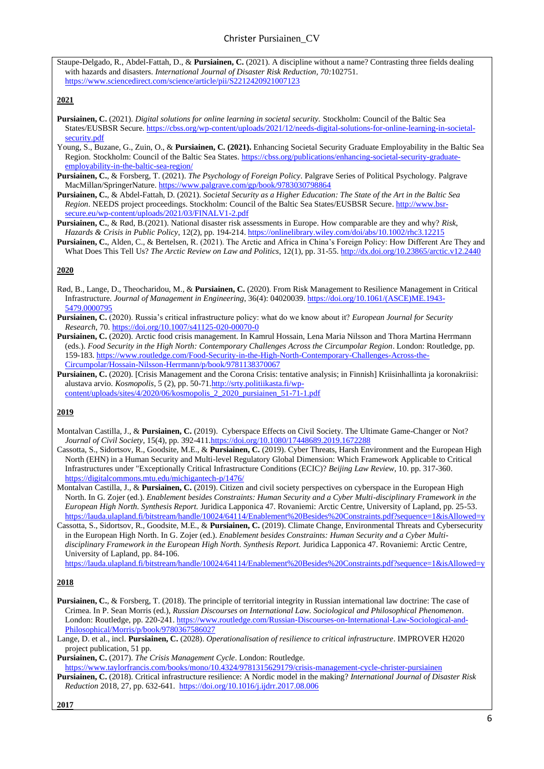Staupe-Delgado, R., Abdel-Fattah, D., & **Pursiainen, C.** (2021). A discipline without a name? Contrasting three fields dealing with hazards and disasters. *International Journal of Disaster Risk Reduction, 70:*102751. https://www.sciencedirect.com/science/article/pii/S2212420921007123

## 2021

**Pursiainen, C.** (2021). *Digital solutions for online learning in societal security.* Stockholm: Council of the Baltic Sea States/EUSBSR Secure. https://cbss.org/wp-content/uploads/2021/12/needs-digital-solutions-for-online-learning-in-societal-security.pdf

Young, S., Buzane, G., Zuin, O., & **Pursiainen, C. (2021).** Enhancing Societal Security Graduate Employability in the Baltic Sea Region. Stockholm: Council of the Baltic Sea States. https://cbss.org/publications/enhancing-societal-security-graduate-employability-in-the-baltic-sea-region/

**Pursiainen, C.**, & Forsberg, T. (2021). *The Psychology of Foreign Policy*. Palgrave Series of Political Psychology. Palgrave MacMillan/SpringerNature. https://www.palgrave.com/gp/book/9783030798864

**Pursiainen, C.**, & Abdel-Fattah, D. (2021). *Societal Security as a Higher Education: The State of the Art in the Baltic Sea Region*. NEEDS project proceedings. Stockholm: Council of the Baltic Sea States/EUSBSR Secure. http://www.bsr-secure.eu/wp-content/uploads/2021/03/FINALV1-2.pdf

**Pursiainen, C.**, & Rød, B.(2021). National disaster risk assessments in Europe. How comparable are they and why? *Risk, Hazards & Crisis in Public Policy*, 12(2), pp. 194-214. https://onlinelibrary.wiley.com/doi/abs/10.1002/rhc3.12215

**Pursiainen, C.**, Alden, C., & Bertelsen, R. (2021). The Arctic and Africa in China's Foreign Policy: How Different Are They and What Does This Tell Us? *The Arctic Review on Law and Politics*, 12(1), pp. 31-55. http://dx.doi.org/10.23865/arctic.v12.2440

## 2020

Rød, B., Lange, D., Theocharidou, M., & **Pursiainen, C.** (2020). From Risk Management to Resilience Management in Critical Infrastructure. *Journal of Management in Engineering*, 36(4): 04020039. https://doi.org/10.1061/(ASCE)ME.1943-5479.0000795

**Pursiainen, C.** (2020). Russia's critical infrastructure policy: what do we know about it? *European Journal for Security Research*, 70. https://doi.org/10.1007/s41125-020-00070-0

**Pursiainen, C.** (2020). Arctic food crisis management. In Kamrul Hossain, Lena Maria Nilsson and Thora Martina Herrmann (eds.). *Food Security in the High North: Contemporary Challenges Across the Circumpolar Region*. London: Routledge, pp. 159-183. https://www.routledge.com/Food-Security-in-the-High-North-Contemporary-Challenges-Across-the-Circumpolar/Hossain-Nilsson-Herrmann/p/book/9781138370067

**Pursiainen, C.** (2020). [Crisis Management and the Corona Crisis: tentative analysis; in Finnish] Kriisinhallinta ja koronakriisi: alustava arvio. *Kosmopolis*, 5 (2), pp. 50-71.http://srty.politiikasta.fi/wp-content/uploads/sites/4/2020/06/kosmopolis_2_2020_pursiainen_51-71-1.pdf

## 2019

Montalvan Castilla, J., & **Pursiainen, C.** (2019). Cyberspace Effects on Civil Society. The Ultimate Game-Changer or Not? *Journal of Civil Society*, 15(4), pp. 392-411.https://doi.org/10.1080/17448689.2019.1672288

Cassotta, S., Sidortsov, R., Goodsite, M.E., & **Pursiainen, C.** (2019). Cyber Threats, Harsh Environment and the European High North (EHN) in a Human Security and Multi-level Regulatory Global Dimension: Which Framework Applicable to Critical Infrastructures under "Exceptionally Critical Infrastructure Conditions (ECIC)? *Beijing Law Review*, 10. pp. 317-360. https://digitalcommons.mtu.edu/michigantech-p/1476/

Montalvan Castilla, J., & **Pursiainen, C.** (2019). Citizen and civil society perspectives on cyberspace in the European High North. In G. Zojer (ed.). *Enablement besides Constraints: Human Security and a Cyber Multi-disciplinary Framework in the European High North. Synthesis Report.* Juridica Lapponica 47. Rovaniemi: Arctic Centre, University of Lapland, pp. 25-53. https://lauda.ulapland.fi/bitstream/handle/10024/64114/Enablement%20Besides%20Constraints.pdf?sequence=1&isAllowed=y

Cassotta, S., Sidortsov, R., Goodsite, M.E., & **Pursiainen, C.** (2019). Climate Change, Environmental Threats and Cybersecurity in the European High North. In G. Zojer (ed.). *Enablement besides Constraints: Human Security and a Cyber Multi-disciplinary Framework in the European High North. Synthesis Report.* Juridica Lapponica 47. Rovaniemi: Arctic Centre, University of Lapland, pp. 84-106. https://lauda.ulapland.fi/bitstream/handle/10024/64114/Enablement%20Besides%20Constraints.pdf?sequence=1&isAllowed=y

## 2018

**Pursiainen, C.**, & Forsberg, T. (2018). The principle of territorial integrity in Russian international law doctrine: The case of Crimea. In P. Sean Morris (ed.), *Russian Discourses on International Law. Sociological and Philosophical Phenomenon*. London: Routledge, pp. 220-241. https://www.routledge.com/Russian-Discourses-on-International-Law-Sociological-and-Philosophical/Morris/p/book/9780367586027

Lange, D. et al., incl. **Pursiainen, C.** (2028). *Operationalisation of resilience to critical infrastructure*. IMPROVER H2020 project publication, 51 pp.

**Pursiainen, C.** (2017). *The Crisis Management Cycle*. London: Routledge. https://www.taylorfrancis.com/books/mono/10.4324/9781315629179/crisis-management-cycle-christer-pursiainen

**Pursiainen, C.** (2018). Critical infrastructure resilience: A Nordic model in the making? *International Journal of Disaster Risk Reduction* 2018, 27, pp. 632-641. https://doi.org/10.1016/j.ijdrr.2017.08.006

## 2017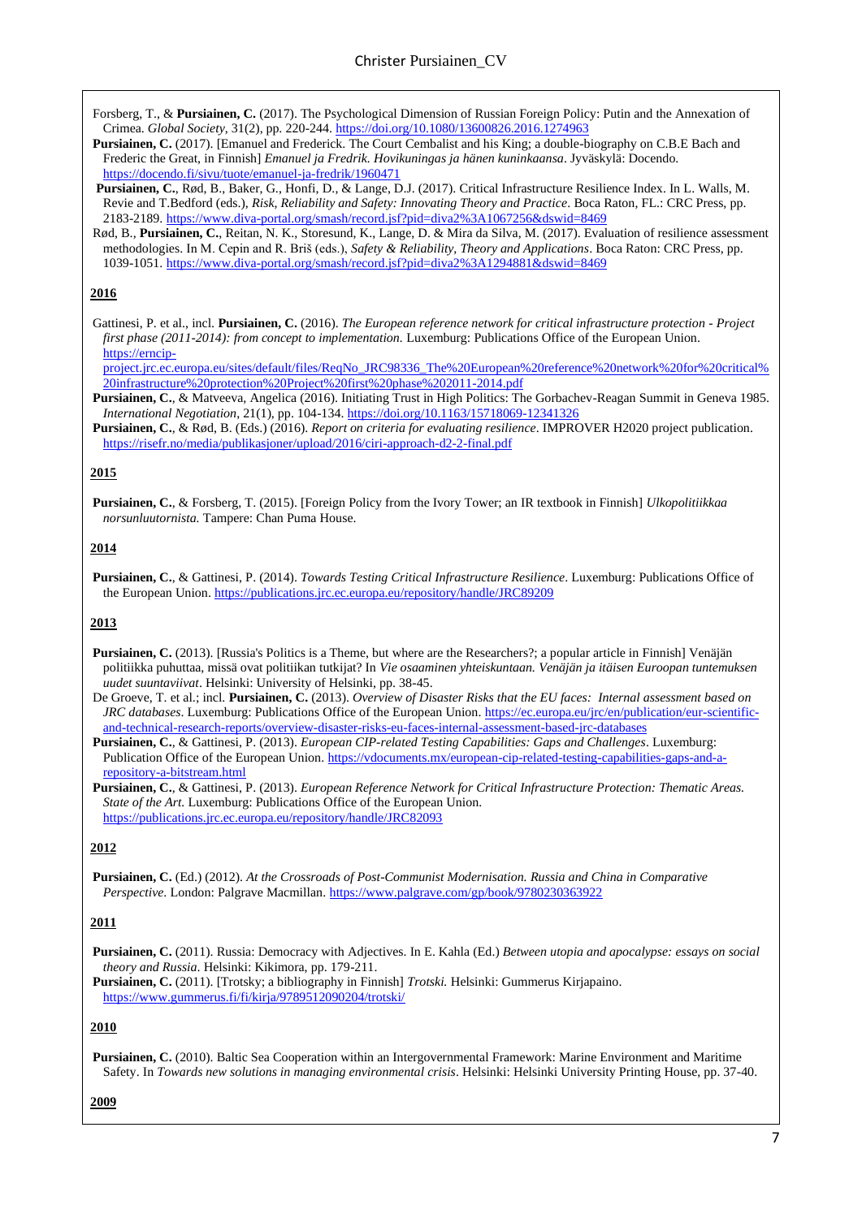Forsberg, T., & **Pursiainen, C.** (2017). The Psychological Dimension of Russian Foreign Policy: Putin and the Annexation of Crimea. *Global Society,* 31(2), pp. 220-244. https://doi.org/10.1080/13600826.2016.1274963

**Pursiainen, C.** (2017). [Emanuel and Frederick. The Court Cembalist and his King; a double-biography on C.B.E Bach and Frederic the Great, in Finnish] *Emanuel ja Fredrik. Hovikuningas ja hänen kuninkaansa*. Jyväskylä: Docendo. https://docendo.fi/sivu/tuote/emanuel-ja-fredrik/1960471

**Pursiainen, C.**, Rød, B., Baker, G., Honfi, D., & Lange, D.J. (2017). Critical Infrastructure Resilience Index. In L. Walls, M. Revie and T.Bedford (eds.), *Risk, Reliability and Safety: Innovating Theory and Practice*. Boca Raton, FL.: CRC Press, pp. 2183-2189. https://www.diva-portal.org/smash/record.jsf?pid=diva2%3A1067256&dswid=8469

Rød, B., **Pursiainen, C.**, Reitan, N. K., Storesund, K., Lange, D. & Mira da Silva, M. (2017). Evaluation of resilience assessment methodologies. In M. Cepin and R. Briš (eds.), *Safety & Reliability, Theory and Applications*. Boca Raton: CRC Press, pp. 1039-1051. https://www.diva-portal.org/smash/record.jsf?pid=diva2%3A1294881&dswid=8469

**2016**

Gattinesi, P. et al., incl. **Pursiainen, C.** (2016). *The European reference network for critical infrastructure protection - Project first phase (2011-2014): from concept to implementation.* Luxemburg: Publications Office of the European Union. https://erncip-project.jrc.ec.europa.eu/sites/default/files/ReqNo_JRC98336_The%20European%20reference%20network%20for%20critical%20infrastructure%20protection%20Project%20first%20phase%202011-2014.pdf

**Pursiainen, C.**, & Matveeva, Angelica (2016). Initiating Trust in High Politics: The Gorbachev-Reagan Summit in Geneva 1985. *International Negotiation*, 21(1), pp. 104-134. https://doi.org/10.1163/15718069-12341326

**Pursiainen, C.**, & Rød, B. (Eds.) (2016). *Report on criteria for evaluating resilience*. IMPROVER H2020 project publication. https://risefr.no/media/publikasjoner/upload/2016/ciri-approach-d2-2-final.pdf

**2015**

**Pursiainen, C.**, & Forsberg, T. (2015). [Foreign Policy from the Ivory Tower; an IR textbook in Finnish] *Ulkopolitiikkaa norsunluutornista.* Tampere: Chan Puma House.

**2014**

**Pursiainen, C.**, & Gattinesi, P. (2014). *Towards Testing Critical Infrastructure Resilience*. Luxemburg: Publications Office of the European Union. https://publications.jrc.ec.europa.eu/repository/handle/JRC89209

**2013**

**Pursiainen, C.** (2013). [Russia's Politics is a Theme, but where are the Researchers?; a popular article in Finnish] Venäjän politiikka puhuttaa, missä ovat politiikan tutkijat? In *Vie osaaminen yhteiskuntaan. Venäjän ja itäisen Euroopan tuntemuksen uudet suuntaviivat*. Helsinki: University of Helsinki, pp. 38-45.

De Groeve, T. et al.; incl. **Pursiainen, C.** (2013). *Overview of Disaster Risks that the EU faces: Internal assessment based on JRC databases*. Luxemburg: Publications Office of the European Union. https://ec.europa.eu/jrc/en/publication/eur-scientific-and-technical-research-reports/overview-disaster-risks-eu-faces-internal-assessment-based-jrc-databases

**Pursiainen, C.**, & Gattinesi, P. (2013). *European CIP-related Testing Capabilities: Gaps and Challenges*. Luxemburg: Publication Office of the European Union. https://vdocuments.mx/european-cip-related-testing-capabilities-gaps-and-a-repository-a-bitstream.html

**Pursiainen, C.**, & Gattinesi, P. (2013). *European Reference Network for Critical Infrastructure Protection: Thematic Areas. State of the Art.* Luxemburg: Publications Office of the European Union. https://publications.jrc.ec.europa.eu/repository/handle/JRC82093

**2012**

**Pursiainen, C.** (Ed.) (2012). *At the Crossroads of Post-Communist Modernisation. Russia and China in Comparative Perspective.* London: Palgrave Macmillan. https://www.palgrave.com/gp/book/9780230363922

**2011**

**Pursiainen, C.** (2011). Russia: Democracy with Adjectives. In E. Kahla (Ed.) *Between utopia and apocalypse: essays on social theory and Russia*. Helsinki: Kikimora, pp. 179-211.

**Pursiainen, C.** (2011). [Trotsky; a bibliography in Finnish] *Trotski.* Helsinki: Gummerus Kirjapaino. https://www.gummerus.fi/fi/kirja/9789512090204/trotski/

**2010**

**Pursiainen, C.** (2010). Baltic Sea Cooperation within an Intergovernmental Framework: Marine Environment and Maritime Safety. In *Towards new solutions in managing environmental crisis*. Helsinki: Helsinki University Printing House, pp. 37-40.

**2009**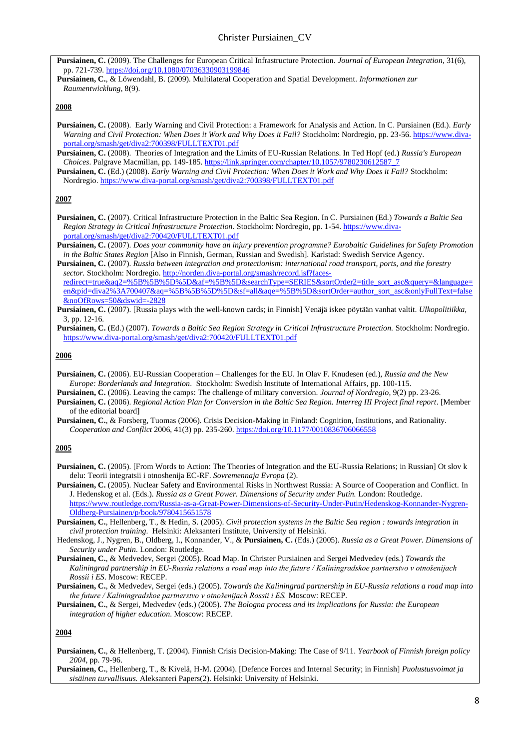**Pursiainen, C.** (2009). The Challenges for European Critical Infrastructure Protection. *Journal of European Integration*, 31(6), pp. 721-739. https://doi.org/10.1080/07036330903199846

**Pursiainen, C.**, & Löwendahl, B. (2009). Multilateral Cooperation and Spatial Development. *Informationen zur Raumentwicklung*, 8(9).

## 2008

**Pursiainen, C.** (2008). Early Warning and Civil Protection: a Framework for Analysis and Action. In C. Pursiainen (Ed.). *Early Warning and Civil Protection: When Does it Work and Why Does it Fail?* Stockholm: Nordregio, pp. 23-56. https://www.diva-portal.org/smash/get/diva2:700398/FULLTEXT01.pdf

**Pursiainen, C.** (2008). Theories of Integration and the Limits of EU-Russian Relations. In Ted Hopf (ed.) *Russia's European Choices*. Palgrave Macmillan, pp. 149-185. https://link.springer.com/chapter/10.1057/9780230612587_7

**Pursiainen, C.** (Ed.) (2008). *Early Warning and Civil Protection: When Does it Work and Why Does it Fail?* Stockholm: Nordregio. https://www.diva-portal.org/smash/get/diva2:700398/FULLTEXT01.pdf

## 2007

**Pursiainen, C.** (2007). Critical Infrastructure Protection in the Baltic Sea Region. In C. Pursiainen (Ed.) *Towards a Baltic Sea Region Strategy in Critical Infrastructure Protection*. Stockholm: Nordregio, pp. 1-54. https://www.diva-portal.org/smash/get/diva2:700420/FULLTEXT01.pdf

**Pursiainen, C.** (2007). *Does your community have an injury prevention programme? Eurobaltic Guidelines for Safety Promotion in the Baltic States Region* [Also in Finnish, German, Russian and Swedish]. Karlstad: Swedish Service Agency.

**Pursiainen, C.** (2007). *Russia between integration and protectionism: international road transport, ports, and the forestry sector.* Stockholm: Nordregio. http://norden.diva-portal.org/smash/record.jsf?faces-redirect=true&aq2=%5B%5B%5D%5D&af=%5B%5D&searchType=SERIES&sortOrder2=title_sort_asc&query=&language=en&pid=diva2%3A700407&aq=%5B%5B%5D%5D&sf=all&aqe=%5B%5D&sortOrder=author_sort_asc&onlyFullText=false&noOfRows=50&dswid=-2828

**Pursiainen, C.** (2007). [Russia plays with the well-known cards; in Finnish] Venäjä iskee pöytään vanhat valtit. *Ulkopolitiikka*, 3, pp. 12-16.

**Pursiainen, C.** (Ed.) (2007). *Towards a Baltic Sea Region Strategy in Critical Infrastructure Protection.* Stockholm: Nordregio. https://www.diva-portal.org/smash/get/diva2:700420/FULLTEXT01.pdf

## 2006

**Pursiainen, C.** (2006). EU-Russian Cooperation – Challenges for the EU. In Olav F. Knudesen (ed.), *Russia and the New Europe: Borderlands and Integration*. Stockholm: Swedish Institute of International Affairs, pp. 100-115.

**Pursiainen, C.** (2006). Leaving the camps: The challenge of military conversion. *Journal of Nordregio*, 9(2) pp. 23-26.

**Pursiainen, C.** (2006). *Regional Action Plan for Conversion in the Baltic Sea Region. Interreg III Project final report*. [Member of the editorial board]

**Pursiainen, C.**, & Forsberg, Tuomas (2006). Crisis Decision-Making in Finland: Cognition, Institutions, and Rationality. *Cooperation and Conflict* 2006, 41(3) pp. 235-260. https://doi.org/10.1177/0010836706066558

## 2005

**Pursiainen, C.** (2005). [From Words to Action: The Theories of Integration and the EU-Russia Relations; in Russian] Ot slov k delu: Teorii integratsii i otnoshenija EC-RF. *Sovremennaja Evropa* (2).

**Pursiainen, C.** (2005). Nuclear Safety and Environmental Risks in Northwest Russia: A Source of Cooperation and Conflict. In J. Hedenskog et al. (Eds.). *Russia as a Great Power. Dimensions of Security under Putin.* London: Routledge. https://www.routledge.com/Russia-as-a-Great-Power-Dimensions-of-Security-Under-Putin/Hedenskog-Konnander-Nygren-Oldberg-Pursiainen/p/book/9780415651578

**Pursiainen, C.**, Hellenberg, T., & Hedin, S. (2005). *Civil protection systems in the Baltic Sea region : towards integration in civil protection training.* Helsinki: Aleksanteri Institute, University of Helsinki.

Hedenskog, J., Nygren, B., Oldberg, I., Konnander, V., & **Pursiainen, C.** (Eds.) (2005). *Russia as a Great Power. Dimensions of Security under Putin*. London: Routledge.

**Pursiainen, C.**, & Medvedev, Sergei (2005). Road Map. In Christer Pursiainen and Sergei Medvedev (eds.) *Towards the Kaliningrad partnership in EU-Russia relations a road map into the future / Kaliningradskoe partnerstvo v otnošenijach Rossii i ES*. Moscow: RECEP.

**Pursiainen, C.**, & Medvedev, Sergei (eds.) (2005). *Towards the Kaliningrad partnership in EU-Russia relations a road map into the future / Kaliningradskoe partnerstvo v otnošenijach Rossii i ES.* Moscow: RECEP.

**Pursiainen, C.**, & Sergei, Medvedev (eds.) (2005). *The Bologna process and its implications for Russia: the European integration of higher education*. Moscow: RECEP.

## 2004

**Pursiainen, C.**, & Hellenberg, T. (2004). Finnish Crisis Decision-Making: The Case of 9/11. *Yearbook of Finnish foreign policy 2004*, pp. 79-96.

**Pursiainen, C.**, Hellenberg, T., & Kivelä, H-M. (2004). [Defence Forces and Internal Security; in Finnish] *Puolustusvoimat ja sisäinen turvallisuus.* Aleksanteri Papers(2). Helsinki: University of Helsinki.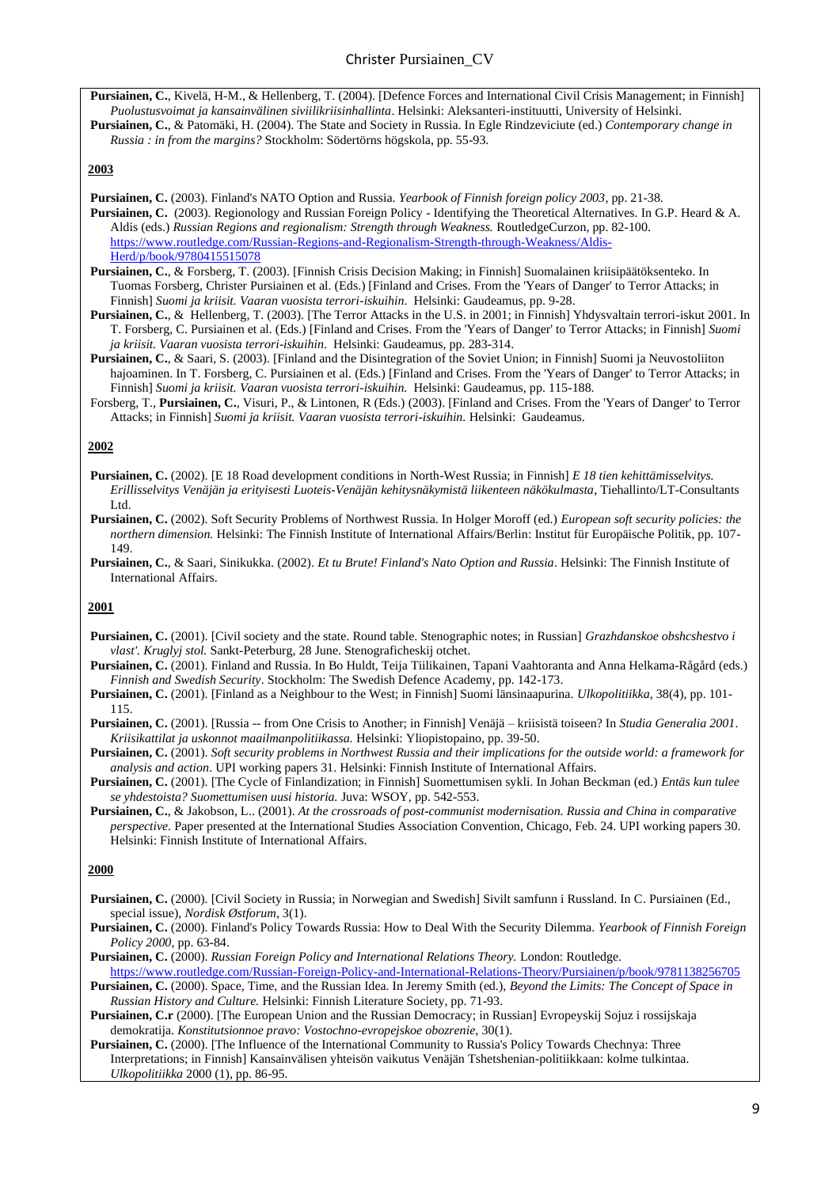**Pursiainen, C.**, Kivelä, H-M., & Hellenberg, T. (2004). [Defence Forces and International Civil Crisis Management; in Finnish] *Puolustusvoimat ja kansainvälinen siviilikriisinhallinta*. Helsinki: Aleksanteri-instituutti, University of Helsinki.

**Pursiainen, C.**, & Patomäki, H. (2004). The State and Society in Russia. In Egle Rindzeviciute (ed.) *Contemporary change in Russia : in from the margins?* Stockholm: Södertörns högskola, pp. 55-93.

**2003**

**Pursiainen, C.** (2003). Finland's NATO Option and Russia. *Yearbook of Finnish foreign policy 2003*, pp. 21-38.

**Pursiainen, C.** (2003). Regionology and Russian Foreign Policy - Identifying the Theoretical Alternatives. In G.P. Heard & A. Aldis (eds.) *Russian Regions and regionalism: Strength through Weakness.* RoutledgeCurzon, pp. 82-100. https://www.routledge.com/Russian-Regions-and-Regionalism-Strength-through-Weakness/Aldis-Herd/p/book/9780415515078

**Pursiainen, C.**, & Forsberg, T. (2003). [Finnish Crisis Decision Making; in Finnish] Suomalainen kriisipäätöksenteko. In Tuomas Forsberg, Christer Pursiainen et al. (Eds.) [Finland and Crises. From the 'Years of Danger' to Terror Attacks; in Finnish] *Suomi ja kriisit. Vaaran vuosista terrori-iskuihin*. Helsinki: Gaudeamus, pp. 9-28.

**Pursiainen, C.**, & Hellenberg, T. (2003). [The Terror Attacks in the U.S. in 2001; in Finnish] Yhdysvaltain terrori-iskut 2001. In T. Forsberg, C. Pursiainen et al. (Eds.) [Finland and Crises. From the 'Years of Danger' to Terror Attacks; in Finnish] *Suomi ja kriisit. Vaaran vuosista terrori-iskuihin*. Helsinki: Gaudeamus, pp. 283-314.

**Pursiainen, C.**, & Saari, S. (2003). [Finland and the Disintegration of the Soviet Union; in Finnish] Suomi ja Neuvostoliiton hajoaminen. In T. Forsberg, C. Pursiainen et al. (Eds.) [Finland and Crises. From the 'Years of Danger' to Terror Attacks; in Finnish] *Suomi ja kriisit. Vaaran vuosista terrori-iskuihin.* Helsinki: Gaudeamus, pp. 115-188.

Forsberg, T., **Pursiainen, C.**, Visuri, P., & Lintonen, R (Eds.) (2003). [Finland and Crises. From the 'Years of Danger' to Terror Attacks; in Finnish] *Suomi ja kriisit. Vaaran vuosista terrori-iskuihin.* Helsinki: Gaudeamus.

**2002**

**Pursiainen, C.** (2002). [E 18 Road development conditions in North-West Russia; in Finnish] *E 18 tien kehittämisselvitys. Erillisselvitys Venäjän ja erityisesti Luoteis-Venäjän kehitysnäkymistä liikenteen näkökulmasta*, Tiehallinto/LT-Consultants Ltd.

**Pursiainen, C.** (2002). Soft Security Problems of Northwest Russia. In Holger Moroff (ed.) *European soft security policies: the northern dimension.* Helsinki: The Finnish Institute of International Affairs/Berlin: Institut für Europäische Politik, pp. 107-149.

**Pursiainen, C.**, & Saari, Sinikukka. (2002). *Et tu Brute! Finland's Nato Option and Russia*. Helsinki: The Finnish Institute of International Affairs.

**2001**

**Pursiainen, C.** (2001). [Civil society and the state. Round table. Stenographic notes; in Russian] *Grazhdanskoe obshcshestvo i vlast'. Kruglyj stol.* Sankt-Peterburg, 28 June. Stenograficheskij otchet.

**Pursiainen, C.** (2001). Finland and Russia. In Bo Huldt, Teija Tiilikainen, Tapani Vaahtoranta and Anna Helkama-Rågård (eds.) *Finnish and Swedish Security*. Stockholm: The Swedish Defence Academy, pp. 142-173.

**Pursiainen, C.** (2001). [Finland as a Neighbour to the West; in Finnish] Suomi länsinaapurina. *Ulkopolitiikka*, 38(4), pp. 101-115.

**Pursiainen, C.** (2001). [Russia -- from One Crisis to Another; in Finnish] Venäjä – kriisistä toiseen? In *Studia Generalia 2001*. *Kriisikattilat ja uskonnot maailmanpolitiikassa.* Helsinki: Yliopistopaino, pp. 39-50.

**Pursiainen, C.** (2001). *Soft security problems in Northwest Russia and their implications for the outside world: a framework for analysis and action*. UPI working papers 31. Helsinki: Finnish Institute of International Affairs.

**Pursiainen, C.** (2001). [The Cycle of Finlandization; in Finnish] Suomettumisen sykli. In Johan Beckman (ed.) *Entäs kun tulee se yhdestoista? Suomettumisen uusi historia.* Juva: WSOY, pp. 542-553.

**Pursiainen, C.**, & Jakobson, L.. (2001). *At the crossroads of post-communist modernisation. Russia and China in comparative perspective.* Paper presented at the International Studies Association Convention, Chicago, Feb. 24. UPI working papers 30. Helsinki: Finnish Institute of International Affairs.

**2000**

**Pursiainen, C.** (2000). [Civil Society in Russia; in Norwegian and Swedish] Sivilt samfunn i Russland. In C. Pursiainen (Ed., special issue), *Nordisk Østforum*, 3(1).

**Pursiainen, C.** (2000). Finland's Policy Towards Russia: How to Deal With the Security Dilemma. *Yearbook of Finnish Foreign Policy 2000*, pp. 63-84.

**Pursiainen, C.** (2000). *Russian Foreign Policy and International Relations Theory.* London: Routledge. https://www.routledge.com/Russian-Foreign-Policy-and-International-Relations-Theory/Pursiainen/p/book/9781138256705

**Pursiainen, C.** (2000). Space, Time, and the Russian Idea. In Jeremy Smith (ed.), *Beyond the Limits: The Concept of Space in Russian History and Culture.* Helsinki: Finnish Literature Society, pp. 71-93.

**Pursiainen, C.r** (2000). [The European Union and the Russian Democracy; in Russian] Evropeyskij Sojuz i rossijskaja demokratija. *Konstitutsionnoe pravo: Vostochno-evropejskoe obozrenie*, 30(1).

**Pursiainen, C.** (2000). [The Influence of the International Community to Russia's Policy Towards Chechnya: Three Interpretations; in Finnish] Kansainvälisen yhteisön vaikutus Venäjän Tshetshenian-politiikkaan: kolme tulkintaa. *Ulkopolitiikka* 2000 (1), pp. 86-95.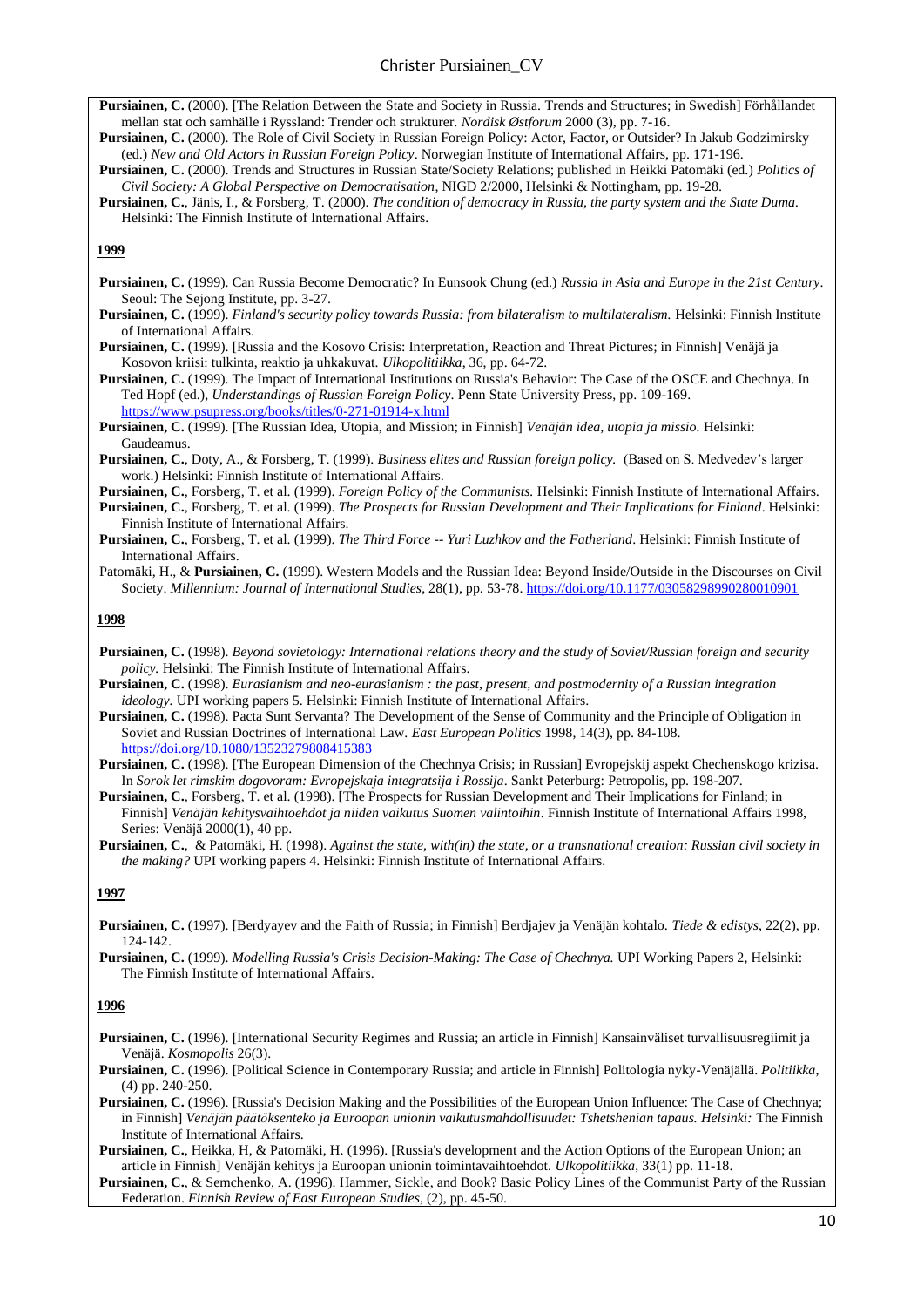**Pursiainen, C.** (2000). [The Relation Between the State and Society in Russia. Trends and Structures; in Swedish] Förhållandet mellan stat och samhälle i Ryssland: Trender och strukturer. *Nordisk Østforum* 2000 (3), pp. 7-16.

**Pursiainen, C.** (2000). The Role of Civil Society in Russian Foreign Policy: Actor, Factor, or Outsider? In Jakub Godzimirsky (ed.) *New and Old Actors in Russian Foreign Policy*. Norwegian Institute of International Affairs, pp. 171-196.

**Pursiainen, C.** (2000). Trends and Structures in Russian State/Society Relations; published in Heikki Patomäki (ed.) *Politics of Civil Society: A Global Perspective on Democratisation*, NIGD 2/2000, Helsinki & Nottingham, pp. 19-28.

**Pursiainen, C.**, Jänis, I., & Forsberg, T. (2000). *The condition of democracy in Russia, the party system and the State Duma.* Helsinki: The Finnish Institute of International Affairs.

**1999**

**Pursiainen, C.** (1999). Can Russia Become Democratic? In Eunsook Chung (ed.) *Russia in Asia and Europe in the 21st Century*. Seoul: The Sejong Institute, pp. 3-27.

**Pursiainen, C.** (1999). *Finland's security policy towards Russia: from bilateralism to multilateralism.* Helsinki: Finnish Institute of International Affairs.

**Pursiainen, C.** (1999). [Russia and the Kosovo Crisis: Interpretation, Reaction and Threat Pictures; in Finnish] Venäjä ja Kosovon kriisi: tulkinta, reaktio ja uhkakuvat. *Ulkopolitiikka*, 36, pp. 64-72.

**Pursiainen, C.** (1999). The Impact of International Institutions on Russia's Behavior: The Case of the OSCE and Chechnya. In Ted Hopf (ed.), *Understandings of Russian Foreign Policy*. Penn State University Press, pp. 109-169. https://www.psupress.org/books/titles/0-271-01914-x.html

**Pursiainen, C.** (1999). [The Russian Idea, Utopia, and Mission; in Finnish] *Venäjän idea, utopia ja missio.* Helsinki: Gaudeamus.

**Pursiainen, C.**, Doty, A., & Forsberg, T. (1999). *Business elites and Russian foreign policy.* (Based on S. Medvedev's larger work.) Helsinki: Finnish Institute of International Affairs.

**Pursiainen, C.**, Forsberg, T. et al. (1999). *Foreign Policy of the Communists.* Helsinki: Finnish Institute of International Affairs.

**Pursiainen, C.**, Forsberg, T. et al. (1999). *The Prospects for Russian Development and Their Implications for Finland*. Helsinki: Finnish Institute of International Affairs.

**Pursiainen, C.**, Forsberg, T. et al. (1999). *The Third Force -- Yuri Luzhkov and the Fatherland*. Helsinki: Finnish Institute of International Affairs.

Patomäki, H., & **Pursiainen, C.** (1999). Western Models and the Russian Idea: Beyond Inside/Outside in the Discourses on Civil Society. *Millennium: Journal of International Studies*, 28(1), pp. 53-78. https://doi.org/10.1177/03058298990280010901

**1998**

**Pursiainen, C.** (1998). *Beyond sovietology: International relations theory and the study of Soviet/Russian foreign and security policy.* Helsinki: The Finnish Institute of International Affairs.

**Pursiainen, C.** (1998). *Eurasianism and neo-eurasianism : the past, present, and postmodernity of a Russian integration ideology.* UPI working papers 5. Helsinki: Finnish Institute of International Affairs.

**Pursiainen, C.** (1998). Pacta Sunt Servanta? The Development of the Sense of Community and the Principle of Obligation in Soviet and Russian Doctrines of International Law. *East European Politics* 1998, 14(3), pp. 84-108. https://doi.org/10.1080/13523279808415383

**Pursiainen, C.** (1998). [The European Dimension of the Chechnya Crisis; in Russian] Evropejskij aspekt Chechenskogo krizisa. In *Sorok let rimskim dogovoram: Evropejskaja integratsija i Rossija*. Sankt Peterburg: Petropolis, pp. 198-207.

**Pursiainen, C.**, Forsberg, T. et al. (1998). [The Prospects for Russian Development and Their Implications for Finland; in Finnish] *Venäjän kehitysvaihtoehdot ja niiden vaikutus Suomen valintoihin*. Finnish Institute of International Affairs 1998, Series: Venäjä 2000(1), 40 pp.

**Pursiainen, C.**, & Patomäki, H. (1998). *Against the state, with(in) the state, or a transnational creation: Russian civil society in the making?* UPI working papers 4. Helsinki: Finnish Institute of International Affairs.

**1997**

**Pursiainen, C.** (1997). [Berdyayev and the Faith of Russia; in Finnish] Berdjajev ja Venäjän kohtalo. *Tiede & edistys*, 22(2), pp. 124-142.

**Pursiainen, C.** (1999). *Modelling Russia's Crisis Decision-Making: The Case of Chechnya.* UPI Working Papers 2, Helsinki: The Finnish Institute of International Affairs.

**1996**

**Pursiainen, C.** (1996). [International Security Regimes and Russia; an article in Finnish] Kansainväliset turvallisuusregiimit ja Venäjä. *Kosmopolis* 26(3).

**Pursiainen, C.** (1996). [Political Science in Contemporary Russia; and article in Finnish] Politologia nyky-Venäjällä. *Politiikka*, (4) pp. 240-250.

**Pursiainen, C.** (1996). [Russia's Decision Making and the Possibilities of the European Union Influence: The Case of Chechnya; in Finnish] *Venäjän päätöksenteko ja Euroopan unionin vaikutusmahdollisuudet: Tshetshenian tapaus. Helsinki:* The Finnish Institute of International Affairs.

**Pursiainen, C.**, Heikka, H, & Patomäki, H. (1996). [Russia's development and the Action Options of the European Union; an article in Finnish] Venäjän kehitys ja Euroopan unionin toimintavaihtoehdot. *Ulkopolitiikka*, 33(1) pp. 11-18.

**Pursiainen, C.**, & Semchenko, A. (1996). Hammer, Sickle, and Book? Basic Policy Lines of the Communist Party of the Russian Federation. *Finnish Review of East European Studies*, (2), pp. 45-50.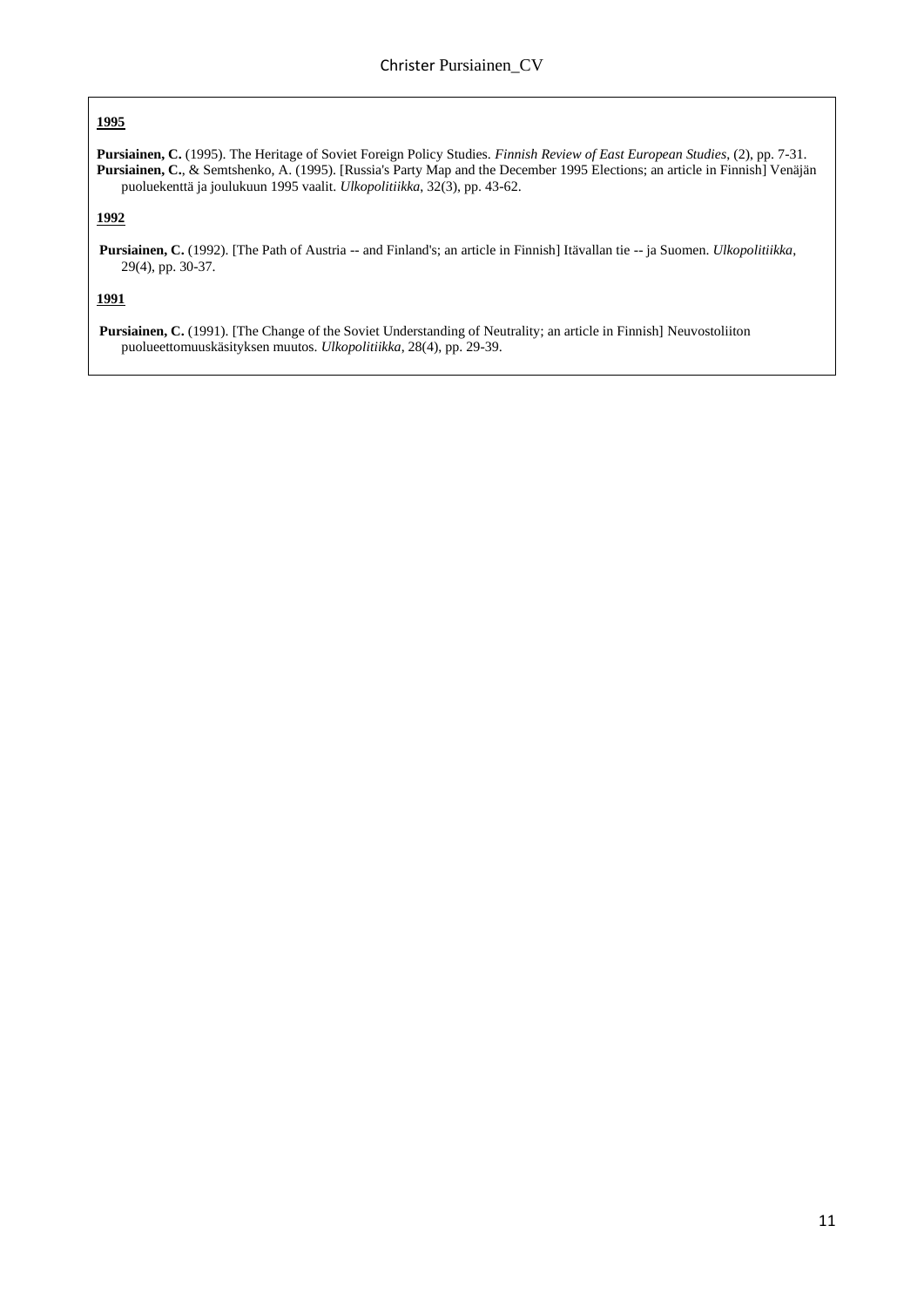**1995**

**Pursiainen, C.** (1995). The Heritage of Soviet Foreign Policy Studies. *Finnish Review of East European Studies*, (2), pp. 7-31.

**Pursiainen, C.**, & Semtshenko, A. (1995). [Russia's Party Map and the December 1995 Elections; an article in Finnish] Venäjän puoluekenttä ja joulukuun 1995 vaalit. *Ulkopolitiikka*, 32(3), pp. 43-62.

**1992**

**Pursiainen, C.** (1992). [The Path of Austria -- and Finland's; an article in Finnish] Itävallan tie -- ja Suomen. *Ulkopolitiikka*, 29(4), pp. 30-37.

**1991**

**Pursiainen, C.** (1991). [The Change of the Soviet Understanding of Neutrality; an article in Finnish] Neuvostoliiton puolueettomuuskäsityksen muutos. *Ulkopolitiikka*, 28(4), pp. 29-39.